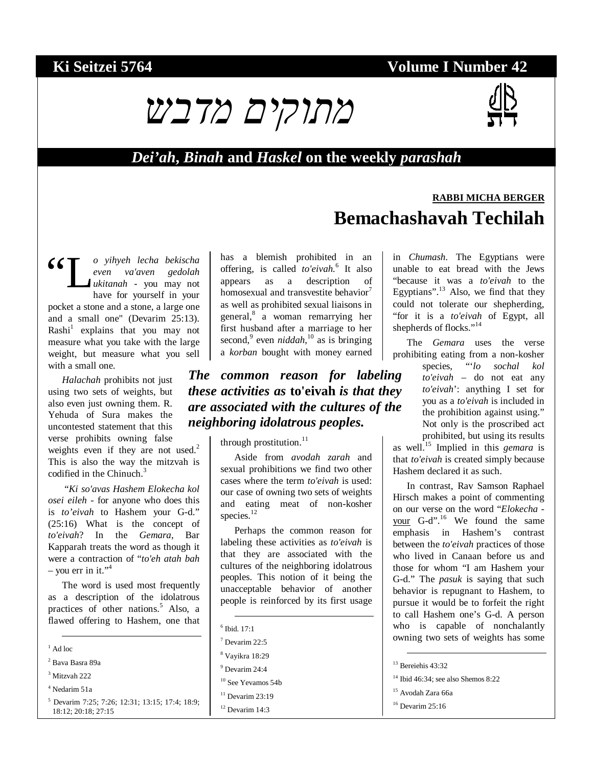**Ki Seitzei 5764** **Volume I Number 42**

# מתוקים מדבש

***Dei'ah*, *Binah* and *Haskel* on the weekly *parashah***

**RABBI MICHA BERGER**

## Bemachashavah Techilah

"*Lo yihyeh lecha bekischa even va'aven gedolah ukitanah* - you may not have for yourself in your pocket a stone and a stone, a large one and a small one" (Devarim 25:13). Rashi[1] explains that you may not measure what you take with the large weight, but measure what you sell with a small one.

*Halachah* prohibits not just using two sets of weights, but also even just owning them. R. Yehuda of Sura makes the uncontested statement that this verse prohibits owning false weights even if they are not used.[2] This is also the way the mitzvah is codified in the Chinuch.[3]

"*Ki so'avas Hashem Elokecha kol osei eileh* - for anyone who does this is *to'eivah* to Hashem your G-d." (25:16) What is the concept of *to'eivah*? In the *Gemara*, Bar Kapparah treats the word as though it were a contraction of "*to'eh atah bah* – you err in it."[4]

The word is used most frequently as a description of the idolatrous practices of other nations.[5] Also, a flawed offering to Hashem, one that has a blemish prohibited in an offering, is called *to'eivah*.[6] It also appears as a description of homosexual and transvestite behavior[7] as well as prohibited sexual liaisons in general,[8] a woman remarrying her first husband after a marriage to her second,[9] even *niddah*,[10] as is bringing a *korban* bought with money earned through prostitution.[11]

***The common reason for labeling these activities as* to'eivah *is that they are associated with the cultures of the neighboring idolatrous peoples.***

Aside from *avodah zarah* and sexual prohibitions we find two other cases where the term *to'eivah* is used: our case of owning two sets of weights and eating meat of non-kosher species.[12]

Perhaps the common reason for labeling these activities as *to'eivah* is that they are associated with the cultures of the neighboring idolatrous peoples. This notion of it being the unacceptable behavior of another people is reinforced by its first usage in *Chumash*. The Egyptians were unable to eat bread with the Jews "because it was a *to'eivah* to the Egyptians".[13] Also, we find that they could not tolerate our shepherding, "for it is a *to'eivah* of Egypt, all shepherds of flocks."[14]

The *Gemara* uses the verse prohibiting eating from a non-kosher species, "'*lo sochal kol to'eivah* – do not eat any *to'eivah*': anything I set for you as a *to'eivah* is included in the prohibition against using." Not only is the proscribed act prohibited, but using its results as well.[15] Implied in this *gemara* is that *to'eivah* is created simply because Hashem declared it as such.

In contrast, Rav Samson Raphael Hirsch makes a point of commenting on our verse on the word "*Elokecha* - your G-d".[16] We find the same emphasis in Hashem's contrast between the *to'eivah* practices of those who lived in Canaan before us and those for whom "I am Hashem your G-d." The *pasuk* is saying that such behavior is repugnant to Hashem, to pursue it would be to forfeit the right to call Hashem one's G-d. A person who is capable of nonchalantly owning two sets of weights has some

---

[1] Ad loc

[2] Bava Basra 89a

[3] Mitzvah 222

[4] Nedarim 51a

[5] Devarim 7:25; 7:26; 12:31; 13:15; 17:4; 18:9; 18:12; 20:18; 27:15

[6] Ibid. 17:1

[7] Devarim 22:5

[8] Vayikra 18:29

[9] Devarim 24:4

[10] See Yevamos 54b

[11] Devarim 23:19

[12] Devarim 14:3

[13] Bereiehis 43:32

[14] Ibid 46:34; see also Shemos 8:22

[15] Avodah Zara 66a

[16] Devarim 25:16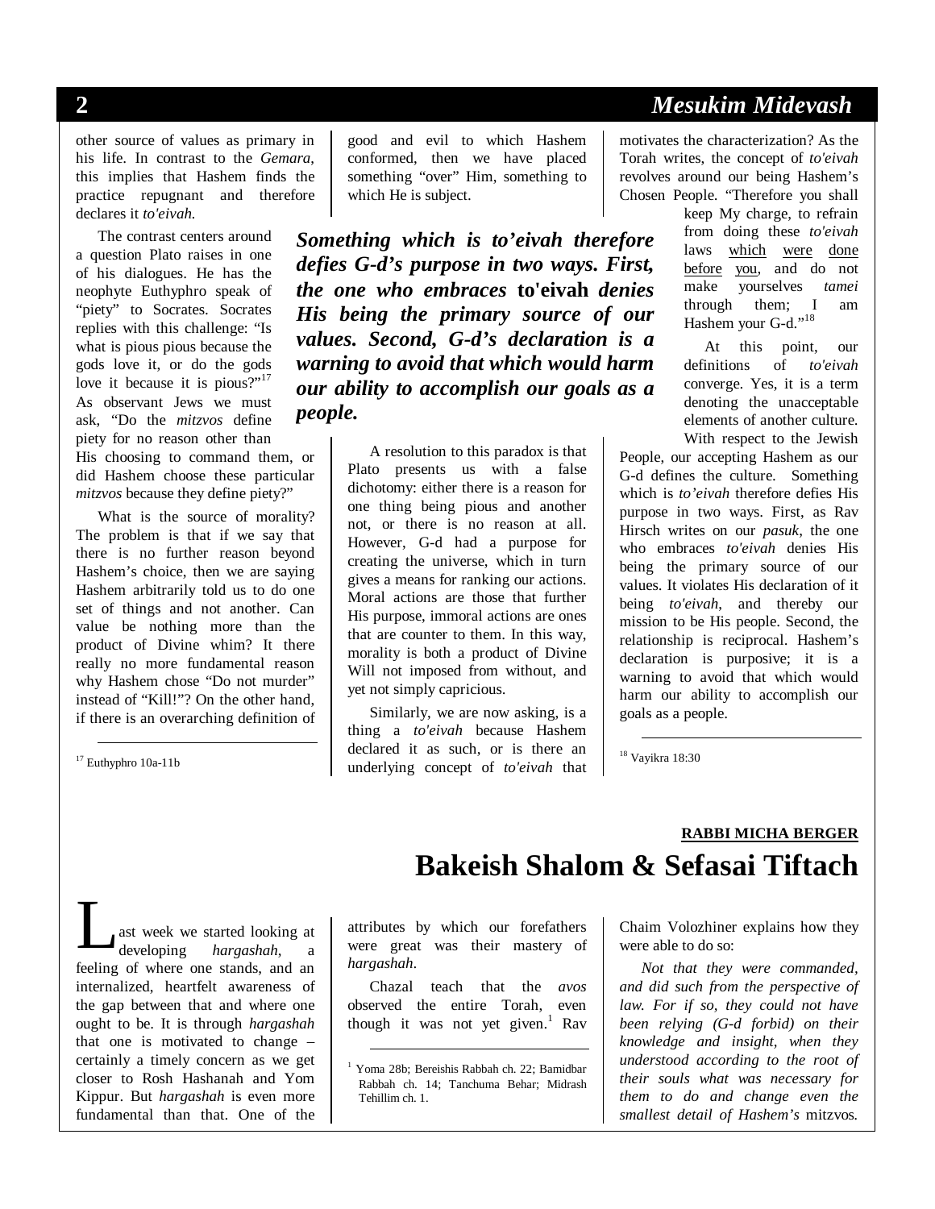other source of values as primary in his life. In contrast to the *Gemara*, this implies that Hashem finds the practice repugnant and therefore declares it *to'eivah*.

The contrast centers around a question Plato raises in one of his dialogues. He has the neophyte Euthyphro speak of "piety" to Socrates. Socrates replies with this challenge: "Is what is pious pious because the gods love it, or do the gods love it because it is pious?"[17] As observant Jews we must ask, "Do the *mitzvos* define piety for no reason other than His choosing to command them, or did Hashem choose these particular *mitzvos* because they define piety?"

What is the source of morality? The problem is that if we say that there is no further reason beyond Hashem's choice, then we are saying Hashem arbitrarily told us to do one set of things and not another. Can value be nothing more than the product of Divine whim? It there really no more fundamental reason why Hashem chose "Do not murder" instead of "Kill!"? On the other hand, if there is an overarching definition of good and evil to which Hashem conformed, then we have placed something "over" Him, something to which He is subject.

***Something which is to'eivah therefore defies G-d's purpose in two ways. First, the one who embraces* to'eivah *denies His being the primary source of our values. Second, G-d's declaration is a warning to avoid that which would harm our ability to accomplish our goals as a people.***

A resolution to this paradox is that Plato presents us with a false dichotomy: either there is a reason for one thing being pious and another not, or there is no reason at all. However, G-d had a purpose for creating the universe, which in turn gives a means for ranking our actions. Moral actions are those that further His purpose, immoral actions are ones that are counter to them. In this way, morality is both a product of Divine Will not imposed from without, and yet not simply capricious.

Similarly, we are now asking, is a thing a *to'eivah* because Hashem declared it as such, or is there an underlying concept of *to'eivah* that motivates the characterization? As the Torah writes, the concept of *to'eivah* revolves around our being Hashem's Chosen People. "Therefore you shall keep My charge, to refrain from doing these *to'eivah* laws <u>which were done before you</u>, and do not make yourselves *tamei* through them; I am Hashem your G-d."[18]

At this point, our definitions of *to'eivah* converge. Yes, it is a term denoting the unacceptable elements of another culture. With respect to the Jewish People, our accepting Hashem as our G-d defines the culture. Something which is *to'eivah* therefore defies His purpose in two ways. First, as Rav Hirsch writes on our *pasuk*, the one who embraces *to'eivah* denies His being the primary source of our values. It violates His declaration of it being *to'eivah*, and thereby our mission to be His people. Second, the relationship is reciprocal. Hashem's declaration is purposive; it is a warning to avoid that which would harm our ability to accomplish our goals as a people.

[17] Euthyphro 10a-11b

[18] Vayikra 18:30

**<u>RABBI MICHA BERGER</u>**

# Bakeish Shalom & Sefasai Tiftach

Last week we started looking at developing *hargashah*, a feeling of where one stands, and an internalized, heartfelt awareness of the gap between that and where one ought to be. It is through *hargashah* that one is motivated to change – certainly a timely concern as we get closer to Rosh Hashanah and Yom Kippur. But *hargashah* is even more fundamental than that. One of the attributes by which our forefathers were great was their mastery of *hargashah*.

Chazal teach that the *avos* observed the entire Torah, even though it was not yet given.[1] Rav Chaim Volozhiner explains how they were able to do so:

*Not that they were commanded, and did such from the perspective of law. For if so, they could not have been relying (G-d forbid) on their knowledge and insight, when they understood according to the root of their souls what was necessary for them to do and change even the smallest detail of Hashem's* mitzvos.

[1] Yoma 28b; Bereishis Rabbah ch. 22; Bamidbar Rabbah ch. 14; Tanchuma Behar; Midrash Tehillim ch. 1.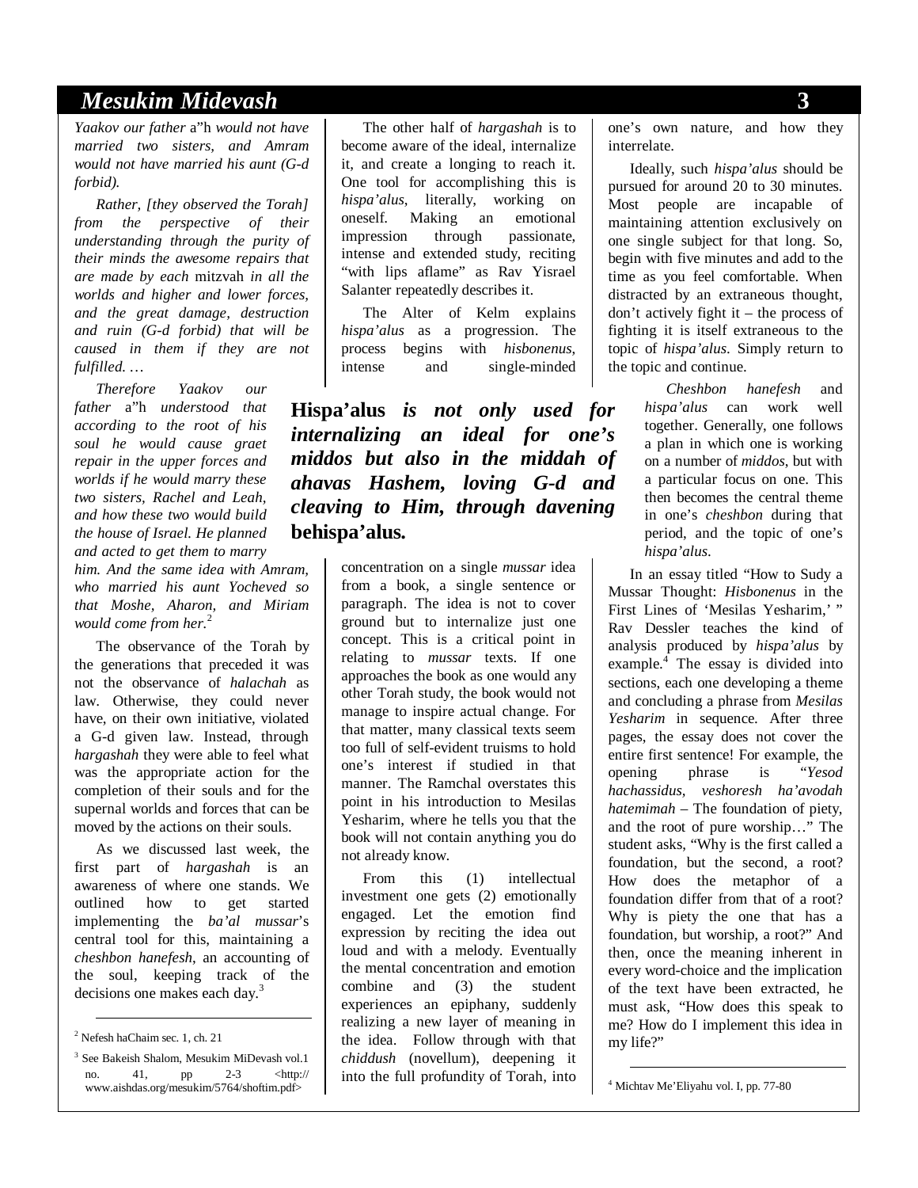*Yaakov our father* a"h *would not have married two sisters, and Amram would not have married his aunt (G-d forbid).*

*Rather, [they observed the Torah] from the perspective of their understanding through the purity of their minds the awesome repairs that are made by each* mitzvah *in all the worlds and higher and lower forces, and the great damage, destruction and ruin (G-d forbid) that will be caused in them if they are not fulfilled. …*

*Therefore Yaakov our father* a"h *understood that according to the root of his soul he would cause graet repair in the upper forces and worlds if he would marry these two sisters, Rachel and Leah, and how these two would build the house of Israel. He planned and acted to get them to marry him. And the same idea with Amram, who married his aunt Yocheved so that Moshe, Aharon, and Miriam would come from her.*[2]

The observance of the Torah by the generations that preceded it was not the observance of *halachah* as law. Otherwise, they could never have, on their own initiative, violated a G-d given law. Instead, through *hargashah* they were able to feel what was the appropriate action for the completion of their souls and for the supernal worlds and forces that can be moved by the actions on their souls.

As we discussed last week, the first part of *hargashah* is an awareness of where one stands. We outlined how to get started implementing the *ba'al mussar*'s central tool for this, maintaining a *cheshbon hanefesh*, an accounting of the soul, keeping track of the decisions one makes each day.[3]

The other half of *hargashah* is to become aware of the ideal, internalize it, and create a longing to reach it. One tool for accomplishing this is *hispa'alus*, literally, working on oneself. Making an emotional impression through passionate, intense and extended study, reciting "with lips aflame" as Rav Yisrael Salanter repeatedly describes it.

The Alter of Kelm explains *hispa'alus* as a progression. The process begins with *hisbonenus*, intense and single-minded concentration on a single *mussar* idea from a book, a single sentence or paragraph. The idea is not to cover ground but to internalize just one concept. This is a critical point in relating to *mussar* texts. If one approaches the book as one would any other Torah study, the book would not manage to inspire actual change. For that matter, many classical texts seem too full of self-evident truisms to hold one's interest if studied in that manner. The Ramchal overstates this point in his introduction to Mesilas Yesharim, where he tells you that the book will not contain anything you do not already know.

**Hispa'alus** ***is not only used for internalizing an ideal for one's middos but also in the middah of ahavas Hashem, loving G-d and cleaving to Him, through davening*** **behispa'alus.**

From this (1) intellectual investment one gets (2) emotionally engaged. Let the emotion find expression by reciting the idea out loud and with a melody. Eventually the mental concentration and emotion combine and (3) the student experiences an epiphany, suddenly realizing a new layer of meaning in the idea. Follow through with that *chiddush* (novellum), deepening it into the full profundity of Torah, into one's own nature, and how they interrelate.

Ideally, such *hispa'alus* should be pursued for around 20 to 30 minutes. Most people are incapable of maintaining attention exclusively on one single subject for that long. So, begin with five minutes and add to the time as you feel comfortable. When distracted by an extraneous thought, don't actively fight it – the process of fighting it is itself extraneous to the topic of *hispa'alus*. Simply return to the topic and continue.

*Cheshbon hanefesh* and *hispa'alus* can work well together. Generally, one follows a plan in which one is working on a number of *middos*, but with a particular focus on one. This then becomes the central theme in one's *cheshbon* during that period, and the topic of one's *hispa'alus*.

In an essay titled "How to Sudy a Mussar Thought: *Hisbonenus* in the First Lines of 'Mesilas Yesharim,' " Rav Dessler teaches the kind of analysis produced by *hispa'alus* by example.[4] The essay is divided into sections, each one developing a theme and concluding a phrase from *Mesilas Yesharim* in sequence. After three pages, the essay does not cover the entire first sentence! For example, the opening phrase is "*Yesod hachassidus, veshoresh ha'avodah hatemimah* – The foundation of piety, and the root of pure worship…" The student asks, "Why is the first called a foundation, but the second, a root? How does the metaphor of a foundation differ from that of a root? Why is piety the one that has a foundation, but worship, a root?" And then, once the meaning inherent in every word-choice and the implication of the text have been extracted, he must ask, "How does this speak to me? How do I implement this idea in my life?"

---

[2] Nefesh haChaim sec. 1, ch. 21

[3] See Bakeish Shalom, Mesukim MiDevash vol.1 no. 41, pp 2-3 <http://www.aishdas.org/mesukim/5764/shoftim.pdf>

[4] Michtav Me'Eliyahu vol. I, pp. 77-80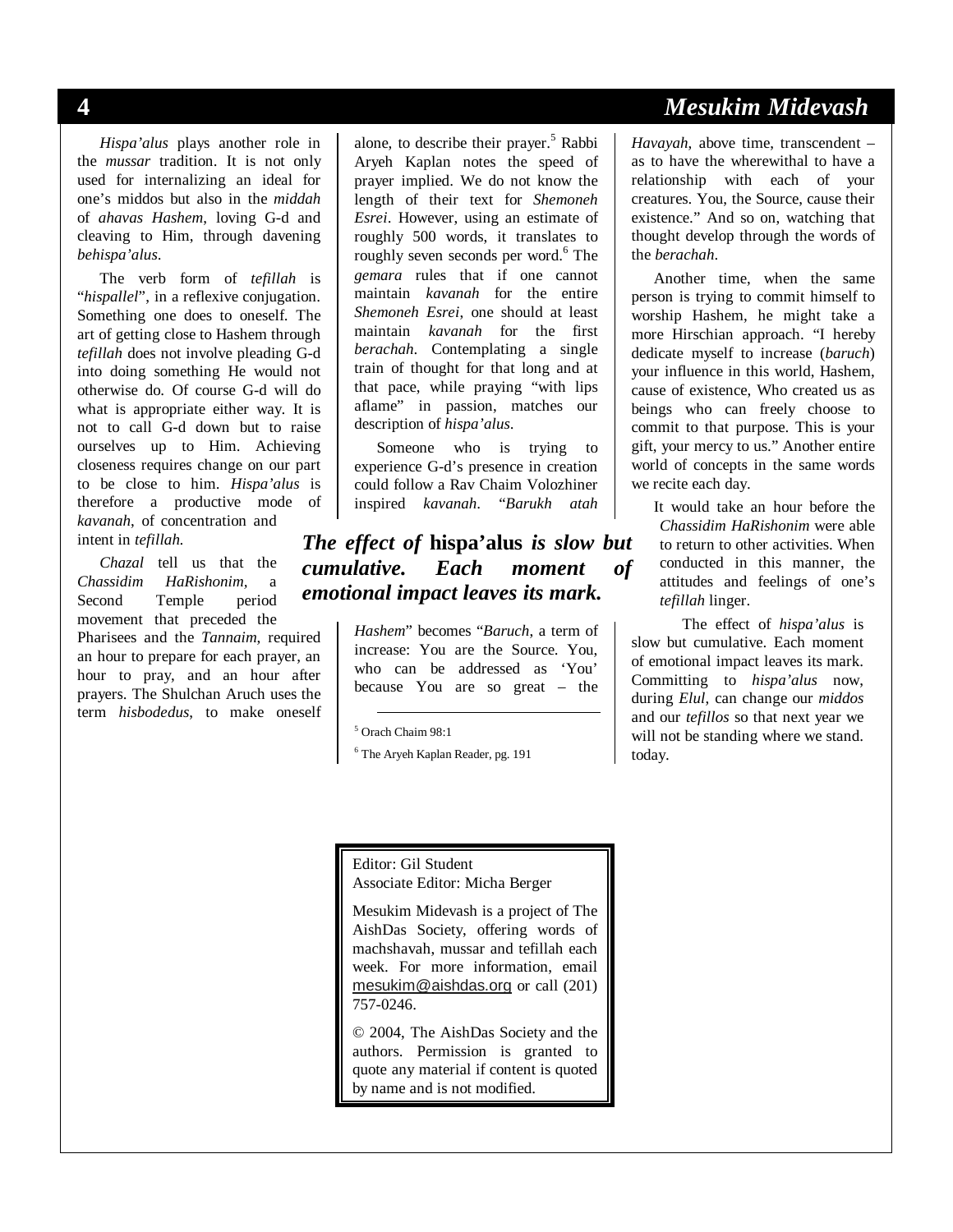*Hispa'alus* plays another role in the *mussar* tradition. It is not only used for internalizing an ideal for one's middos but also in the *middah* of *ahavas Hashem*, loving G-d and cleaving to Him, through davening *behispa'alus*.

The verb form of *tefillah* is "*hispallel*", in a reflexive conjugation. Something one does to oneself. The art of getting close to Hashem through *tefillah* does not involve pleading G-d into doing something He would not otherwise do. Of course G-d will do what is appropriate either way. It is not to call G-d down but to raise ourselves up to Him. Achieving closeness requires change on our part to be close to him. *Hispa'alus* is therefore a productive mode of *kavanah*, of concentration and intent in *tefillah.*

*Chazal* tell us that the *Chassidim HaRishonim*, a Second Temple period movement that preceded the Pharisees and the *Tannaim,* required an hour to prepare for each prayer, an hour to pray, and an hour after prayers. The Shulchan Aruch uses the term *hisbodedus*, to make oneself alone, to describe their prayer.[5] Rabbi Aryeh Kaplan notes the speed of prayer implied. We do not know the length of their text for *Shemoneh Esrei*. However, using an estimate of roughly 500 words, it translates to roughly seven seconds per word.[6] The *gemara* rules that if one cannot maintain *kavanah* for the entire *Shemoneh Esrei*, one should at least maintain *kavanah* for the first *berachah*. Contemplating a single train of thought for that long and at that pace, while praying "with lips aflame" in passion, matches our description of *hispa'alus*.

Someone who is trying to experience G-d's presence in creation could follow a Rav Chaim Volozhiner inspired *kavanah*. "*Barukh atah Hashem*" becomes "*Baruch*, a term of increase: You are the Source. You, who can be addressed as 'You' because You are so great – the *Havayah*, above time, transcendent – as to have the wherewithal to have a relationship with each of your creatures. You, the Source, cause their existence." And so on, watching that thought develop through the words of the *berachah*.

> ***The effect of* hispa'alus *is slow but cumulative. Each moment of emotional impact leaves its mark.***

Another time, when the same person is trying to commit himself to worship Hashem, he might take a more Hirschian approach. "I hereby dedicate myself to increase (*baruch*) your influence in this world, Hashem, cause of existence, Who created us as beings who can freely choose to commit to that purpose. This is your gift, your mercy to us." Another entire world of concepts in the same words we recite each day.

It would take an hour before the *Chassidim HaRishonim* were able to return to other activities. When conducted in this manner, the attitudes and feelings of one's *tefillah* linger.

The effect of *hispa'alus* is slow but cumulative. Each moment of emotional impact leaves its mark. Committing to *hispa'alus* now, during *Elul*, can change our *middos* and our *tefillos* so that next year we will not be standing where we stand. today.

---

[5] Orach Chaim 98:1

[6] The Aryeh Kaplan Reader, pg. 191

---

Editor: Gil Student
Associate Editor: Micha Berger

Mesukim Midevash is a project of The AishDas Society, offering words of machshavah, mussar and tefillah each week. For more information, email mesukim@aishdas.org or call (201) 757-0246.

© 2004, The AishDas Society and the authors. Permission is granted to quote any material if content is quoted by name and is not modified.